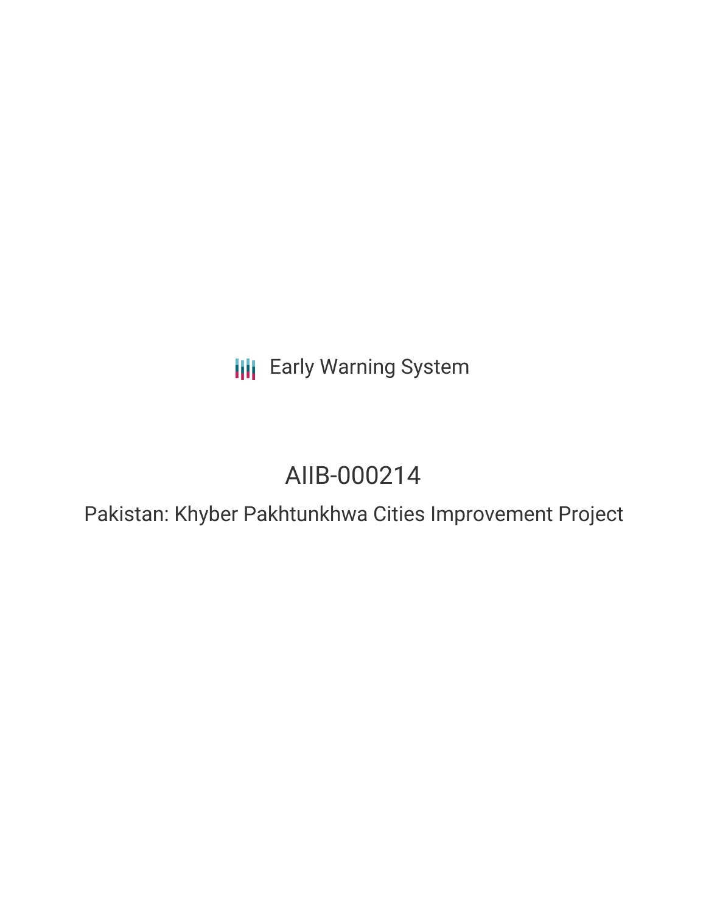Early Warning System

# AIIB-000214

## Pakistan: Khyber Pakhtunkhwa Cities Improvement Project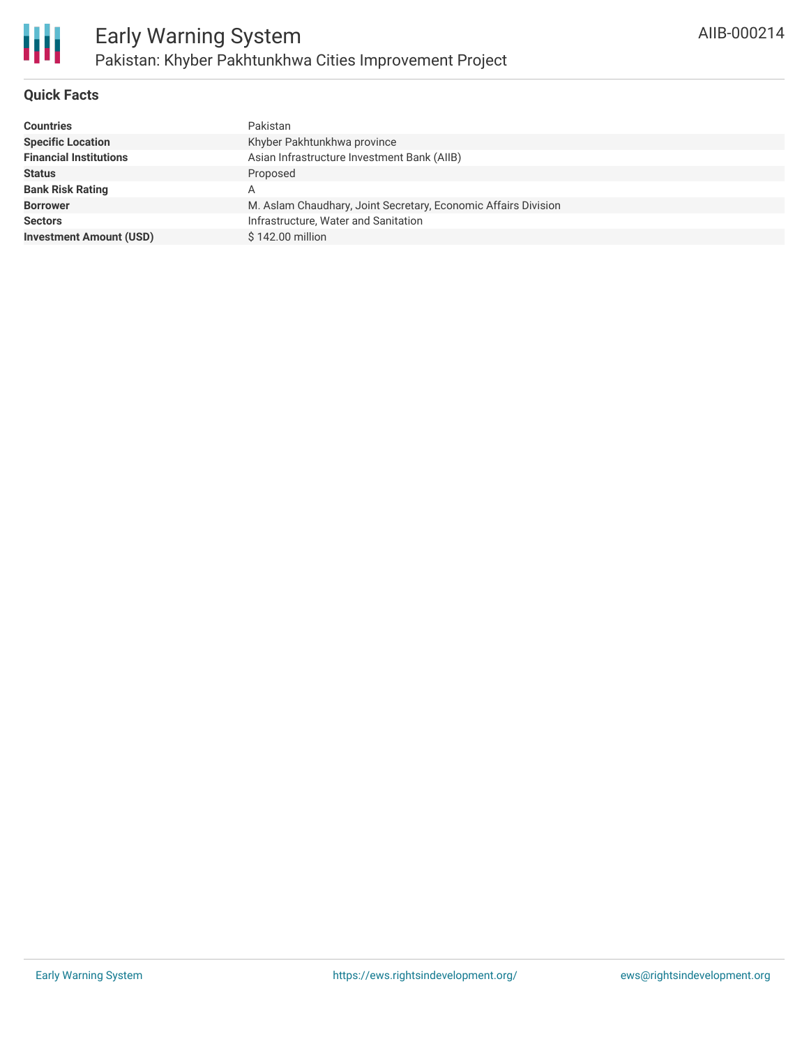# Early Warning System

## Pakistan: Khyber Pakhtunkhwa Cities Improvement Project

AIIB-000214

### Quick Facts

| | |
|---|---|
| **Countries** | Pakistan |
| **Specific Location** | Khyber Pakhtunkhwa province |
| **Financial Institutions** | Asian Infrastructure Investment Bank (AIIB) |
| **Status** | Proposed |
| **Bank Risk Rating** | A |
| **Borrower** | M. Aslam Chaudhary, Joint Secretary, Economic Affairs Division |
| **Sectors** | Infrastructure, Water and Sanitation |
| **Investment Amount (USD)** | $ 142.00 million |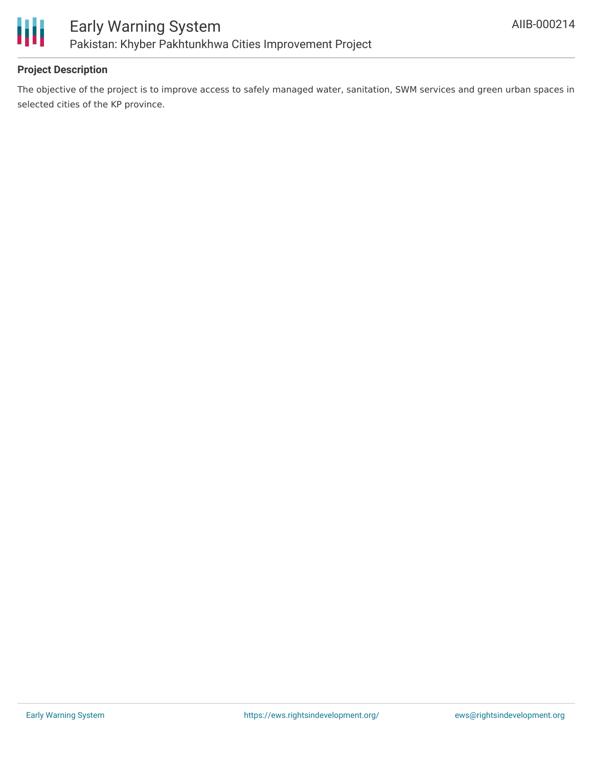## Project Description

The objective of the project is to improve access to safely managed water, sanitation, SWM services and green urban spaces in selected cities of the KP province.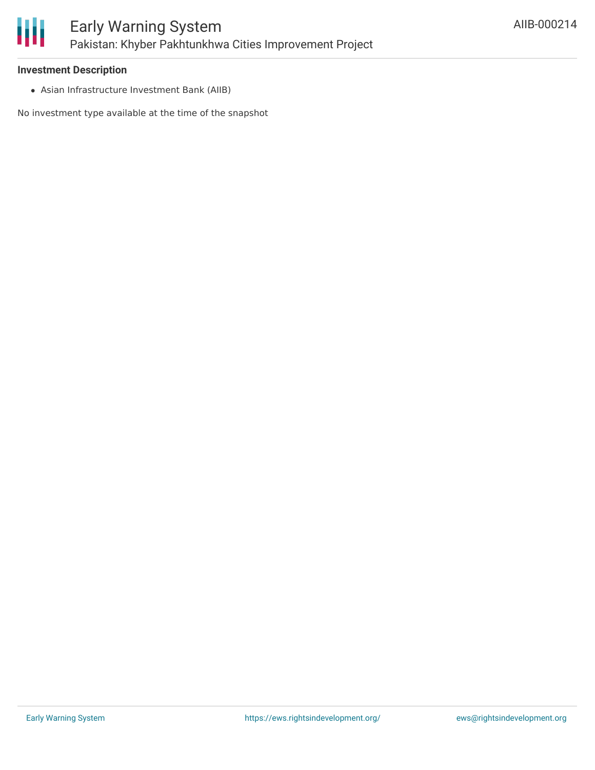### Investment Description

- Asian Infrastructure Investment Bank (AIIB)

No investment type available at the time of the snapshot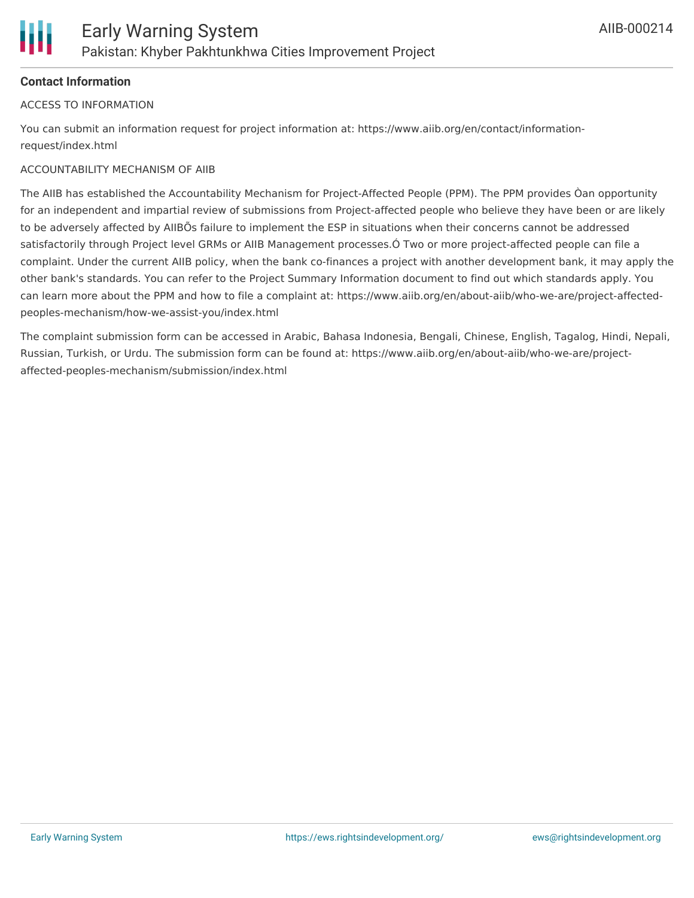**Contact Information**

ACCESS TO INFORMATION

You can submit an information request for project information at: https://www.aiib.org/en/contact/information-request/index.html

ACCOUNTABILITY MECHANISM OF AIIB

The AIIB has established the Accountability Mechanism for Project-Affected People (PPM). The PPM provides Òan opportunity for an independent and impartial review of submissions from Project-affected people who believe they have been or are likely to be adversely affected by AIIBÕs failure to implement the ESP in situations when their concerns cannot be addressed satisfactorily through Project level GRMs or AIIB Management processes.Ó Two or more project-affected people can file a complaint. Under the current AIIB policy, when the bank co-finances a project with another development bank, it may apply the other bank's standards. You can refer to the Project Summary Information document to find out which standards apply. You can learn more about the PPM and how to file a complaint at: https://www.aiib.org/en/about-aiib/who-we-are/project-affected-peoples-mechanism/how-we-assist-you/index.html

The complaint submission form can be accessed in Arabic, Bahasa Indonesia, Bengali, Chinese, English, Tagalog, Hindi, Nepali, Russian, Turkish, or Urdu. The submission form can be found at: https://www.aiib.org/en/about-aiib/who-we-are/project-affected-peoples-mechanism/submission/index.html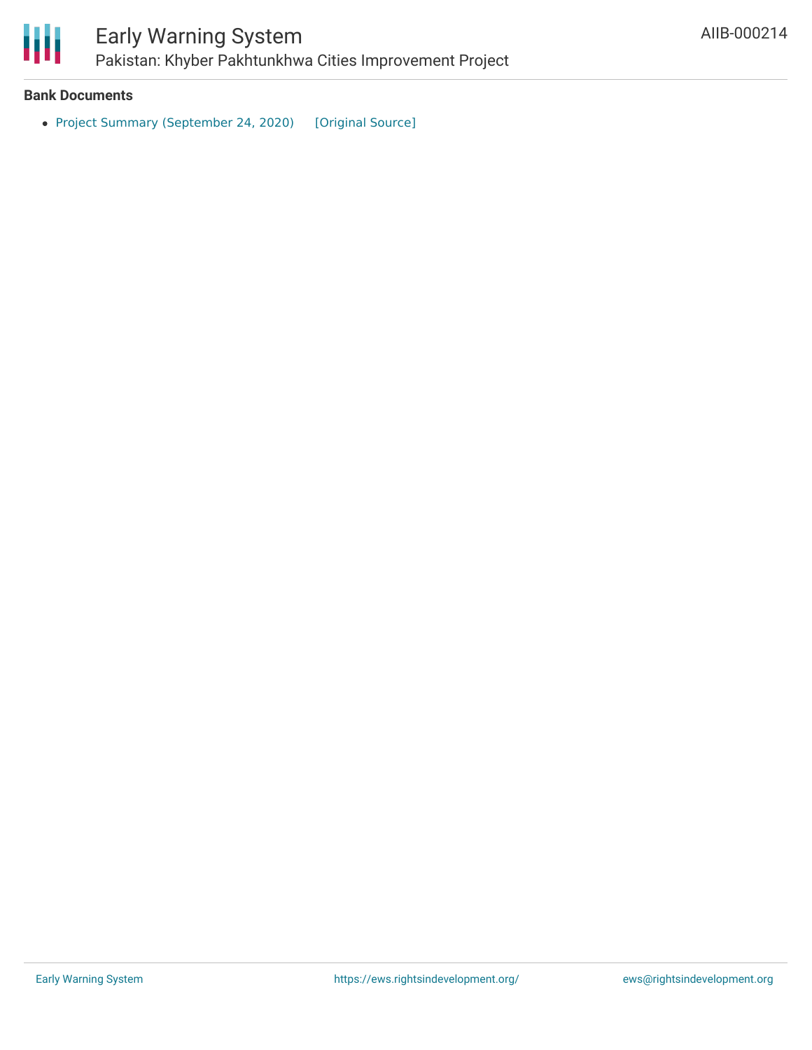**Bank Documents**

- Project Summary (September 24, 2020) [Original Source]